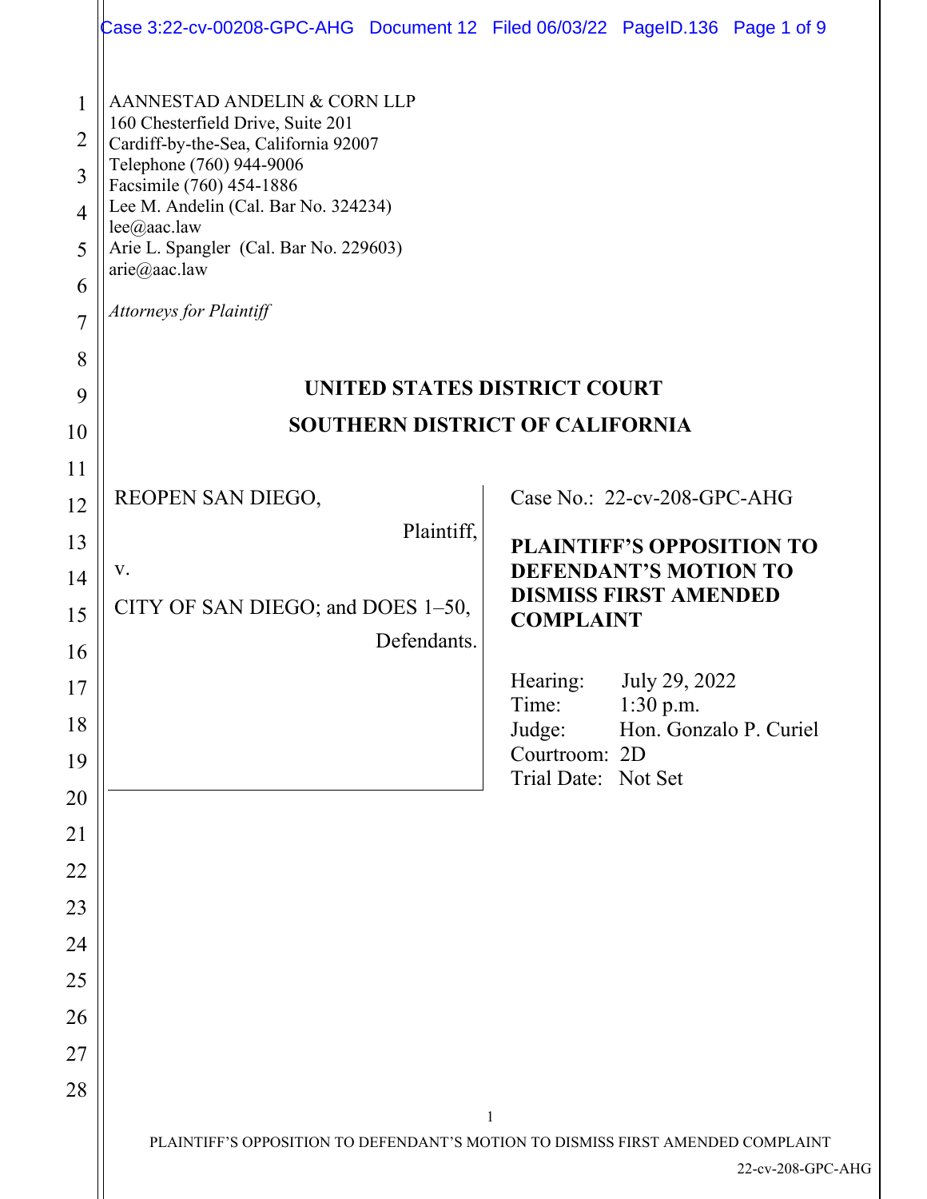AANNESTAD ANDELIN & CORN LLP
160 Chesterfield Drive, Suite 201
Cardiff-by-the-Sea, California 92007
Telephone (760) 944-9006
Facsimile (760) 454-1886
Lee M. Andelin (Cal. Bar No. 324234)
lee@aac.law
Arie L. Spangler (Cal. Bar No. 229603)
arie@aac.law

*Attorneys for Plaintiff*

**UNITED STATES DISTRICT COURT**

**SOUTHERN DISTRICT OF CALIFORNIA**

REOPEN SAN DIEGO,

Plaintiff,

v.

CITY OF SAN DIEGO; and DOES 1–50,

Defendants.

Case No.: 22-cv-208-GPC-AHG

**PLAINTIFF'S OPPOSITION TO DEFENDANT'S MOTION TO DISMISS FIRST AMENDED COMPLAINT**

Hearing: July 29, 2022
Time: 1:30 p.m.
Judge: Hon. Gonzalo P. Curiel
Courtroom: 2D
Trial Date: Not Set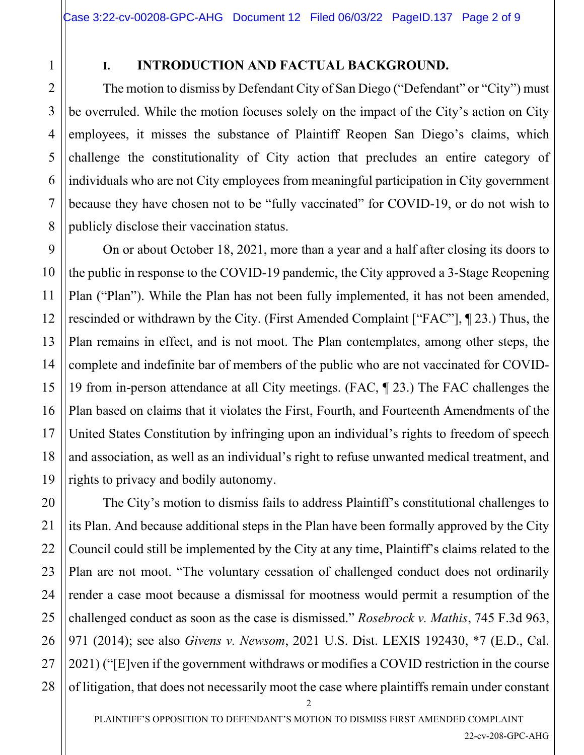## I. INTRODUCTION AND FACTUAL BACKGROUND.

The motion to dismiss by Defendant City of San Diego ("Defendant" or "City") must be overruled. While the motion focuses solely on the impact of the City's action on City employees, it misses the substance of Plaintiff Reopen San Diego's claims, which challenge the constitutionality of City action that precludes an entire category of individuals who are not City employees from meaningful participation in City government because they have chosen not to be "fully vaccinated" for COVID-19, or do not wish to publicly disclose their vaccination status.

On or about October 18, 2021, more than a year and a half after closing its doors to the public in response to the COVID-19 pandemic, the City approved a 3-Stage Reopening Plan ("Plan"). While the Plan has not been fully implemented, it has not been amended, rescinded or withdrawn by the City. (First Amended Complaint ["FAC"], ¶ 23.) Thus, the Plan remains in effect, and is not moot. The Plan contemplates, among other steps, the complete and indefinite bar of members of the public who are not vaccinated for COVID-19 from in-person attendance at all City meetings. (FAC, ¶ 23.) The FAC challenges the Plan based on claims that it violates the First, Fourth, and Fourteenth Amendments of the United States Constitution by infringing upon an individual's rights to freedom of speech and association, as well as an individual's right to refuse unwanted medical treatment, and rights to privacy and bodily autonomy.

The City's motion to dismiss fails to address Plaintiff's constitutional challenges to its Plan. And because additional steps in the Plan have been formally approved by the City Council could still be implemented by the City at any time, Plaintiff's claims related to the Plan are not moot. "The voluntary cessation of challenged conduct does not ordinarily render a case moot because a dismissal for mootness would permit a resumption of the challenged conduct as soon as the case is dismissed." *Rosebrock v. Mathis*, 745 F.3d 963, 971 (2014); see also *Givens v. Newsom*, 2021 U.S. Dist. LEXIS 192430, *7 (E.D., Cal. 2021) ("[E]ven if the government withdraws or modifies a COVID restriction in the course of litigation, that does not necessarily moot the case where plaintiffs remain under constant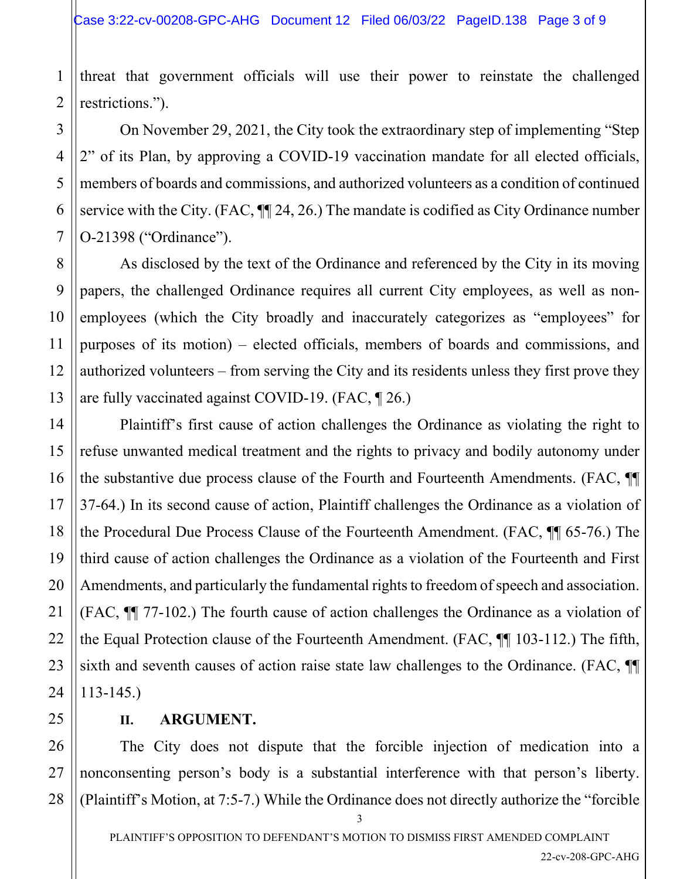threat that government officials will use their power to reinstate the challenged restrictions.").

On November 29, 2021, the City took the extraordinary step of implementing "Step 2" of its Plan, by approving a COVID-19 vaccination mandate for all elected officials, members of boards and commissions, and authorized volunteers as a condition of continued service with the City. (FAC, ¶¶ 24, 26.) The mandate is codified as City Ordinance number O-21398 ("Ordinance").

As disclosed by the text of the Ordinance and referenced by the City in its moving papers, the challenged Ordinance requires all current City employees, as well as non-employees (which the City broadly and inaccurately categorizes as "employees" for purposes of its motion) – elected officials, members of boards and commissions, and authorized volunteers – from serving the City and its residents unless they first prove they are fully vaccinated against COVID-19. (FAC, ¶ 26.)

Plaintiff's first cause of action challenges the Ordinance as violating the right to refuse unwanted medical treatment and the rights to privacy and bodily autonomy under the substantive due process clause of the Fourth and Fourteenth Amendments. (FAC, ¶¶ 37-64.) In its second cause of action, Plaintiff challenges the Ordinance as a violation of the Procedural Due Process Clause of the Fourteenth Amendment. (FAC, ¶¶ 65-76.) The third cause of action challenges the Ordinance as a violation of the Fourteenth and First Amendments, and particularly the fundamental rights to freedom of speech and association. (FAC, ¶¶ 77-102.) The fourth cause of action challenges the Ordinance as a violation of the Equal Protection clause of the Fourteenth Amendment. (FAC, ¶¶ 103-112.) The fifth, sixth and seventh causes of action raise state law challenges to the Ordinance. (FAC, ¶¶ 113-145.)

## II. ARGUMENT.

The City does not dispute that the forcible injection of medication into a nonconsenting person's body is a substantial interference with that person's liberty. (Plaintiff's Motion, at 7:5-7.) While the Ordinance does not directly authorize the "forcible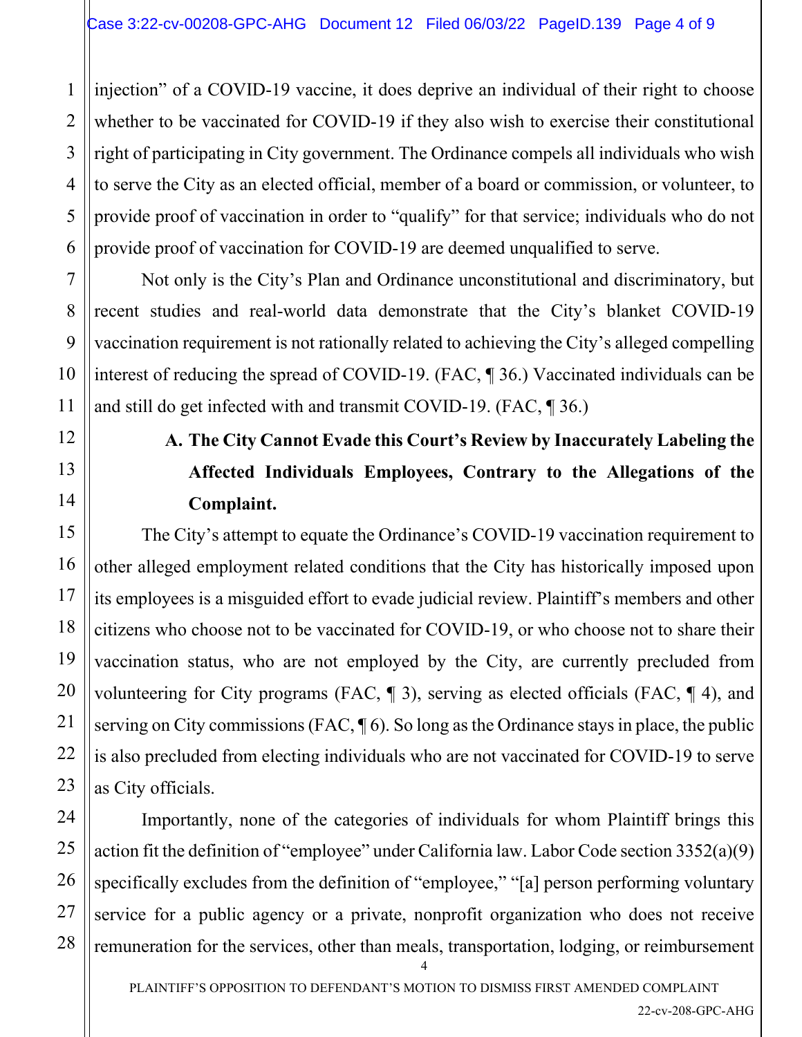injection" of a COVID-19 vaccine, it does deprive an individual of their right to choose whether to be vaccinated for COVID-19 if they also wish to exercise their constitutional right of participating in City government. The Ordinance compels all individuals who wish to serve the City as an elected official, member of a board or commission, or volunteer, to provide proof of vaccination in order to "qualify" for that service; individuals who do not provide proof of vaccination for COVID-19 are deemed unqualified to serve.

Not only is the City's Plan and Ordinance unconstitutional and discriminatory, but recent studies and real-world data demonstrate that the City's blanket COVID-19 vaccination requirement is not rationally related to achieving the City's alleged compelling interest of reducing the spread of COVID-19. (FAC, ¶ 36.) Vaccinated individuals can be and still do get infected with and transmit COVID-19. (FAC, ¶ 36.)

**A. The City Cannot Evade this Court's Review by Inaccurately Labeling the Affected Individuals Employees, Contrary to the Allegations of the Complaint.**

The City's attempt to equate the Ordinance's COVID-19 vaccination requirement to other alleged employment related conditions that the City has historically imposed upon its employees is a misguided effort to evade judicial review. Plaintiff's members and other citizens who choose not to be vaccinated for COVID-19, or who choose not to share their vaccination status, who are not employed by the City, are currently precluded from volunteering for City programs (FAC, ¶ 3), serving as elected officials (FAC, ¶ 4), and serving on City commissions (FAC, ¶ 6). So long as the Ordinance stays in place, the public is also precluded from electing individuals who are not vaccinated for COVID-19 to serve as City officials.

Importantly, none of the categories of individuals for whom Plaintiff brings this action fit the definition of "employee" under California law. Labor Code section 3352(a)(9) specifically excludes from the definition of "employee," "[a] person performing voluntary service for a public agency or a private, nonprofit organization who does not receive remuneration for the services, other than meals, transportation, lodging, or reimbursement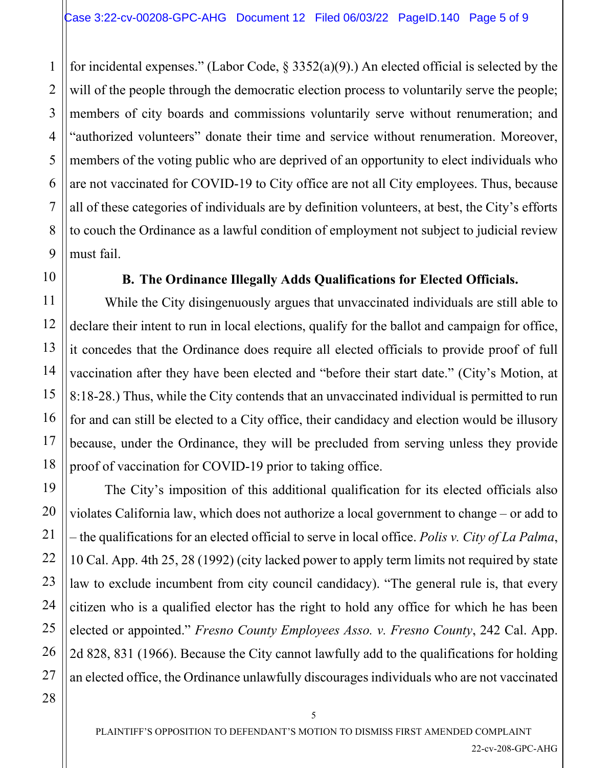for incidental expenses." (Labor Code, § 3352(a)(9).) An elected official is selected by the will of the people through the democratic election process to voluntarily serve the people; members of city boards and commissions voluntarily serve without renumeration; and "authorized volunteers" donate their time and service without renumeration. Moreover, members of the voting public who are deprived of an opportunity to elect individuals who are not vaccinated for COVID-19 to City office are not all City employees. Thus, because all of these categories of individuals are by definition volunteers, at best, the City's efforts to couch the Ordinance as a lawful condition of employment not subject to judicial review must fail.

## B. The Ordinance Illegally Adds Qualifications for Elected Officials.

While the City disingenuously argues that unvaccinated individuals are still able to declare their intent to run in local elections, qualify for the ballot and campaign for office, it concedes that the Ordinance does require all elected officials to provide proof of full vaccination after they have been elected and "before their start date." (City's Motion, at 8:18-28.) Thus, while the City contends that an unvaccinated individual is permitted to run for and can still be elected to a City office, their candidacy and election would be illusory because, under the Ordinance, they will be precluded from serving unless they provide proof of vaccination for COVID-19 prior to taking office.

The City's imposition of this additional qualification for its elected officials also violates California law, which does not authorize a local government to change – or add to – the qualifications for an elected official to serve in local office. *Polis v. City of La Palma*, 10 Cal. App. 4th 25, 28 (1992) (city lacked power to apply term limits not required by state law to exclude incumbent from city council candidacy). "The general rule is, that every citizen who is a qualified elector has the right to hold any office for which he has been elected or appointed." *Fresno County Employees Asso. v. Fresno County*, 242 Cal. App. 2d 828, 831 (1966). Because the City cannot lawfully add to the qualifications for holding an elected office, the Ordinance unlawfully discourages individuals who are not vaccinated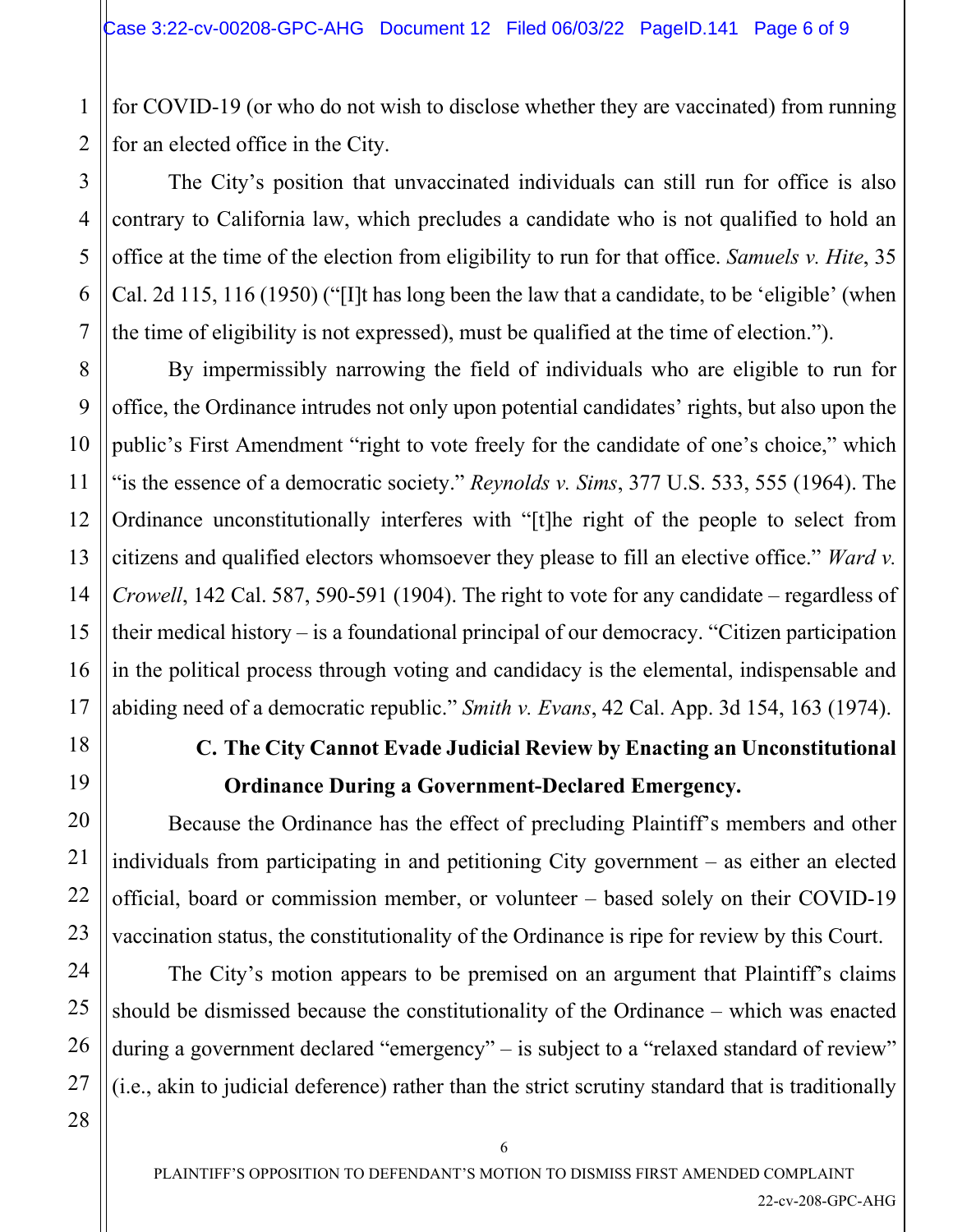for COVID-19 (or who do not wish to disclose whether they are vaccinated) from running for an elected office in the City.

The City's position that unvaccinated individuals can still run for office is also contrary to California law, which precludes a candidate who is not qualified to hold an office at the time of the election from eligibility to run for that office. *Samuels v. Hite*, 35 Cal. 2d 115, 116 (1950) ("[I]t has long been the law that a candidate, to be 'eligible' (when the time of eligibility is not expressed), must be qualified at the time of election.").

By impermissibly narrowing the field of individuals who are eligible to run for office, the Ordinance intrudes not only upon potential candidates' rights, but also upon the public's First Amendment "right to vote freely for the candidate of one's choice," which "is the essence of a democratic society." *Reynolds v. Sims*, 377 U.S. 533, 555 (1964). The Ordinance unconstitutionally interferes with "[t]he right of the people to select from citizens and qualified electors whomsoever they please to fill an elective office." *Ward v. Crowell*, 142 Cal. 587, 590-591 (1904). The right to vote for any candidate – regardless of their medical history – is a foundational principal of our democracy. "Citizen participation in the political process through voting and candidacy is the elemental, indispensable and abiding need of a democratic republic." *Smith v. Evans*, 42 Cal. App. 3d 154, 163 (1974).

### C. The City Cannot Evade Judicial Review by Enacting an Unconstitutional Ordinance During a Government-Declared Emergency.

Because the Ordinance has the effect of precluding Plaintiff's members and other individuals from participating in and petitioning City government – as either an elected official, board or commission member, or volunteer – based solely on their COVID-19 vaccination status, the constitutionality of the Ordinance is ripe for review by this Court.

The City's motion appears to be premised on an argument that Plaintiff's claims should be dismissed because the constitutionality of the Ordinance – which was enacted during a government declared "emergency" – is subject to a "relaxed standard of review" (i.e., akin to judicial deference) rather than the strict scrutiny standard that is traditionally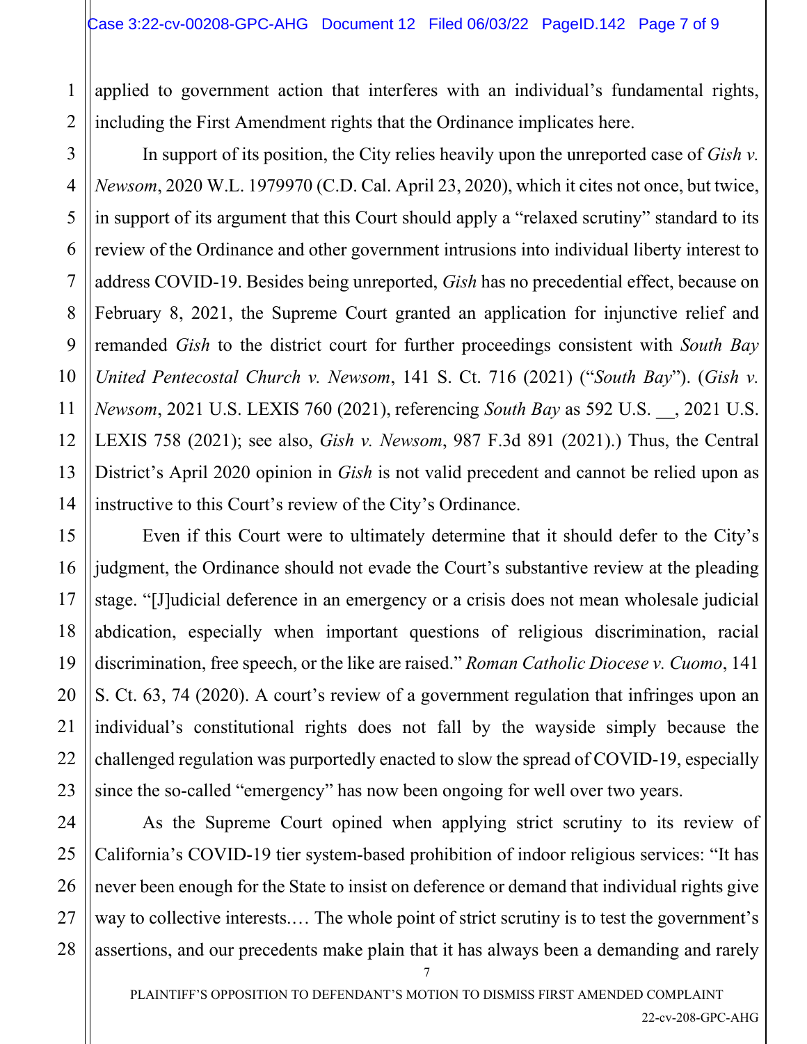applied to government action that interferes with an individual's fundamental rights, including the First Amendment rights that the Ordinance implicates here.

In support of its position, the City relies heavily upon the unreported case of *Gish v. Newsom*, 2020 W.L. 1979970 (C.D. Cal. April 23, 2020), which it cites not once, but twice, in support of its argument that this Court should apply a "relaxed scrutiny" standard to its review of the Ordinance and other government intrusions into individual liberty interest to address COVID-19. Besides being unreported, *Gish* has no precedential effect, because on February 8, 2021, the Supreme Court granted an application for injunctive relief and remanded *Gish* to the district court for further proceedings consistent with *South Bay United Pentecostal Church v. Newsom*, 141 S. Ct. 716 (2021) ("*South Bay*"). (*Gish v. Newsom*, 2021 U.S. LEXIS 760 (2021), referencing *South Bay* as 592 U.S. __, 2021 U.S. LEXIS 758 (2021); see also, *Gish v. Newsom*, 987 F.3d 891 (2021).) Thus, the Central District's April 2020 opinion in *Gish* is not valid precedent and cannot be relied upon as instructive to this Court's review of the City's Ordinance.

Even if this Court were to ultimately determine that it should defer to the City's judgment, the Ordinance should not evade the Court's substantive review at the pleading stage. "[J]udicial deference in an emergency or a crisis does not mean wholesale judicial abdication, especially when important questions of religious discrimination, racial discrimination, free speech, or the like are raised." *Roman Catholic Diocese v. Cuomo*, 141 S. Ct. 63, 74 (2020). A court's review of a government regulation that infringes upon an individual's constitutional rights does not fall by the wayside simply because the challenged regulation was purportedly enacted to slow the spread of COVID-19, especially since the so-called "emergency" has now been ongoing for well over two years.

As the Supreme Court opined when applying strict scrutiny to its review of California's COVID-19 tier system-based prohibition of indoor religious services: "It has never been enough for the State to insist on deference or demand that individual rights give way to collective interests.… The whole point of strict scrutiny is to test the government's assertions, and our precedents make plain that it has always been a demanding and rarely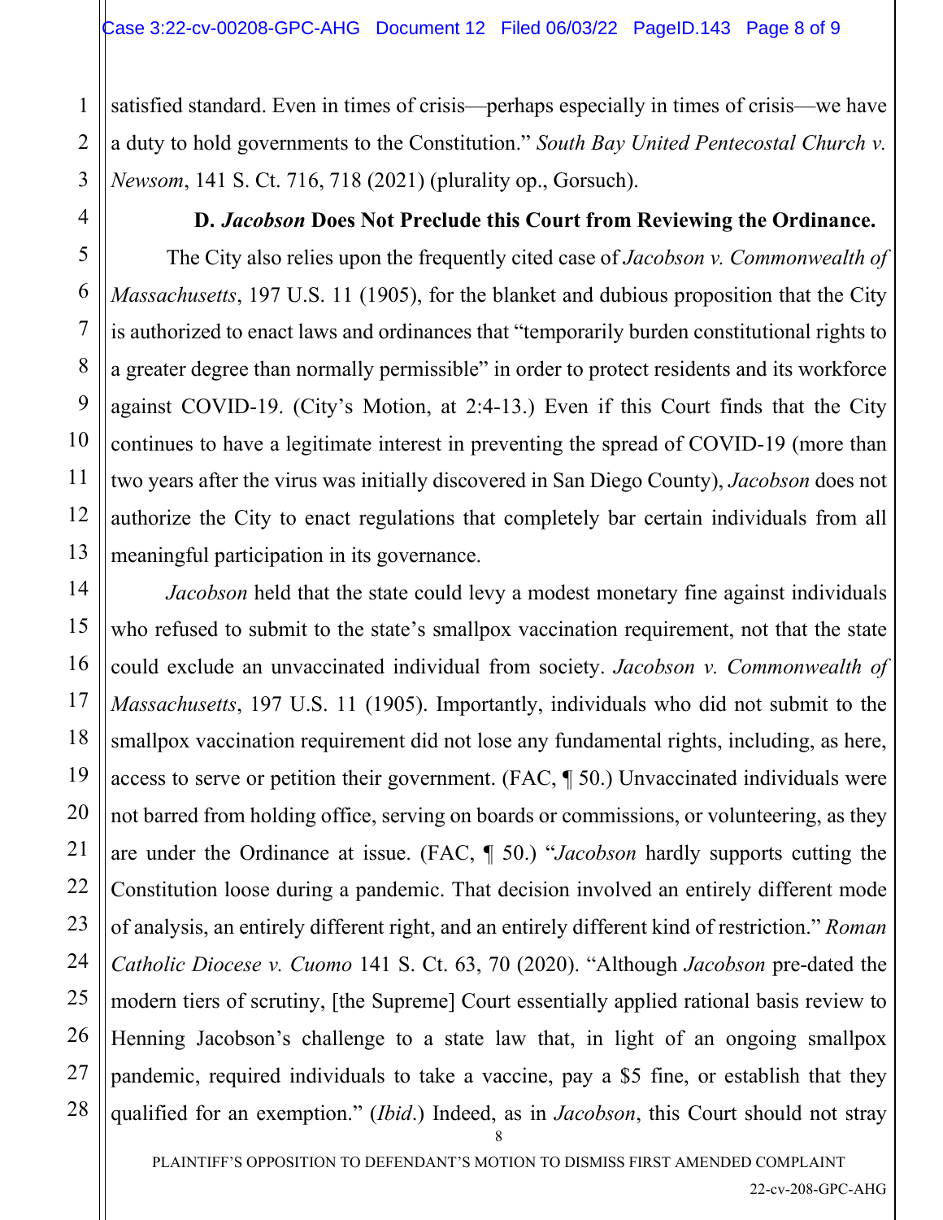satisfied standard. Even in times of crisis—perhaps especially in times of crisis—we have a duty to hold governments to the Constitution." *South Bay United Pentecostal Church v. Newsom*, 141 S. Ct. 716, 718 (2021) (plurality op., Gorsuch).

**D. *Jacobson* Does Not Preclude this Court from Reviewing the Ordinance.**

The City also relies upon the frequently cited case of *Jacobson v. Commonwealth of Massachusetts*, 197 U.S. 11 (1905), for the blanket and dubious proposition that the City is authorized to enact laws and ordinances that "temporarily burden constitutional rights to a greater degree than normally permissible" in order to protect residents and its workforce against COVID-19. (City's Motion, at 2:4-13.) Even if this Court finds that the City continues to have a legitimate interest in preventing the spread of COVID-19 (more than two years after the virus was initially discovered in San Diego County), *Jacobson* does not authorize the City to enact regulations that completely bar certain individuals from all meaningful participation in its governance.

*Jacobson* held that the state could levy a modest monetary fine against individuals who refused to submit to the state's smallpox vaccination requirement, not that the state could exclude an unvaccinated individual from society. *Jacobson v. Commonwealth of Massachusetts*, 197 U.S. 11 (1905). Importantly, individuals who did not submit to the smallpox vaccination requirement did not lose any fundamental rights, including, as here, access to serve or petition their government. (FAC, ¶ 50.) Unvaccinated individuals were not barred from holding office, serving on boards or commissions, or volunteering, as they are under the Ordinance at issue. (FAC, ¶ 50.) "*Jacobson* hardly supports cutting the Constitution loose during a pandemic. That decision involved an entirely different mode of analysis, an entirely different right, and an entirely different kind of restriction." *Roman Catholic Diocese v. Cuomo* 141 S. Ct. 63, 70 (2020). "Although *Jacobson* pre-dated the modern tiers of scrutiny, [the Supreme] Court essentially applied rational basis review to Henning Jacobson's challenge to a state law that, in light of an ongoing smallpox pandemic, required individuals to take a vaccine, pay a $5 fine, or establish that they qualified for an exemption." (*Ibid*.) Indeed, as in *Jacobson*, this Court should not stray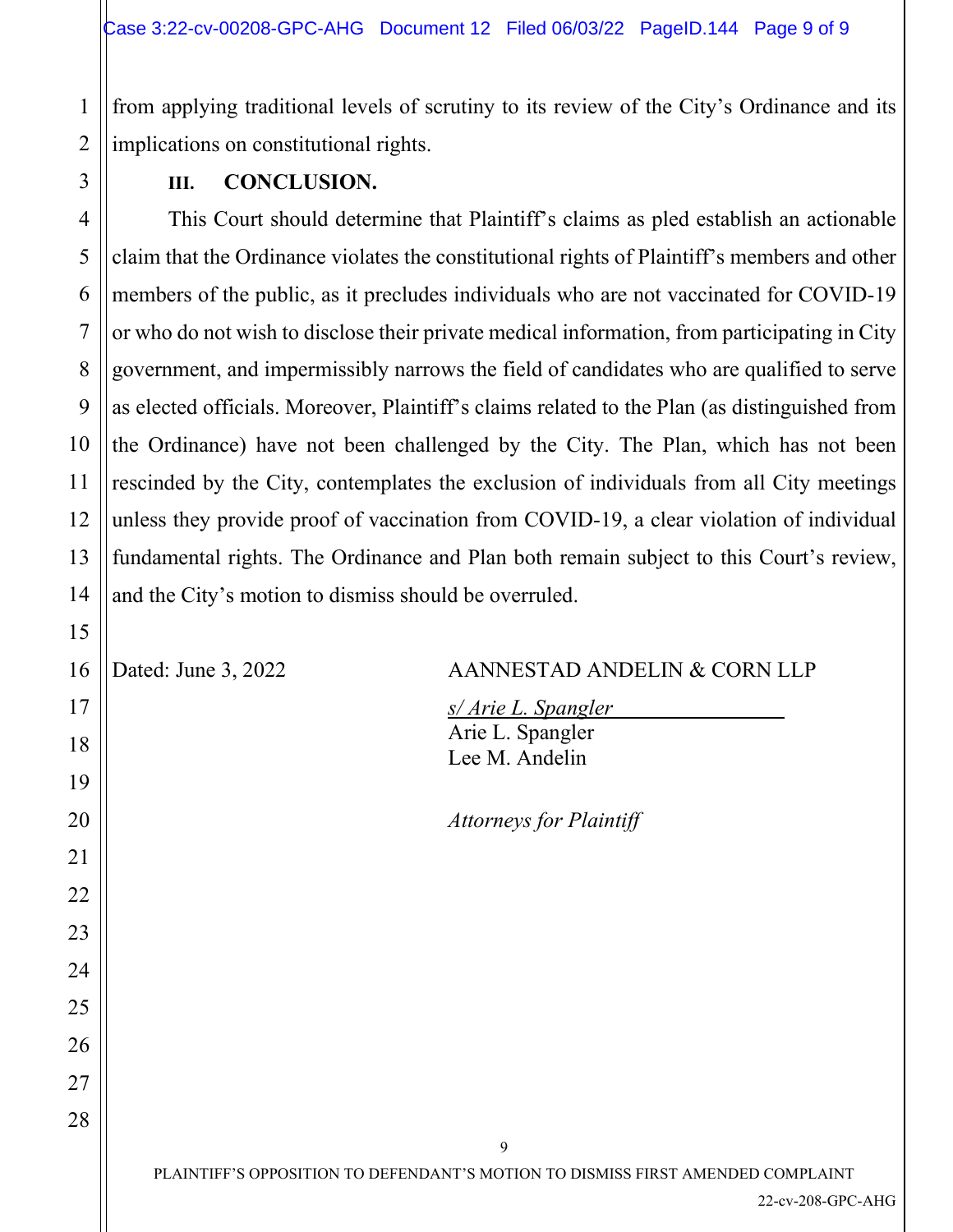from applying traditional levels of scrutiny to its review of the City's Ordinance and its implications on constitutional rights.

## III. CONCLUSION.

This Court should determine that Plaintiff's claims as pled establish an actionable claim that the Ordinance violates the constitutional rights of Plaintiff's members and other members of the public, as it precludes individuals who are not vaccinated for COVID-19 or who do not wish to disclose their private medical information, from participating in City government, and impermissibly narrows the field of candidates who are qualified to serve as elected officials. Moreover, Plaintiff's claims related to the Plan (as distinguished from the Ordinance) have not been challenged by the City. The Plan, which has not been rescinded by the City, contemplates the exclusion of individuals from all City meetings unless they provide proof of vaccination from COVID-19, a clear violation of individual fundamental rights. The Ordinance and Plan both remain subject to this Court's review, and the City's motion to dismiss should be overruled.

Dated: June 3, 2022

AANNESTAD ANDELIN & CORN LLP

*s/ Arie L. Spangler*
Arie L. Spangler
Lee M. Andelin

*Attorneys for Plaintiff*

PLAINTIFF'S OPPOSITION TO DEFENDANT'S MOTION TO DISMISS FIRST AMENDED COMPLAINT

22-cv-208-GPC-AHG